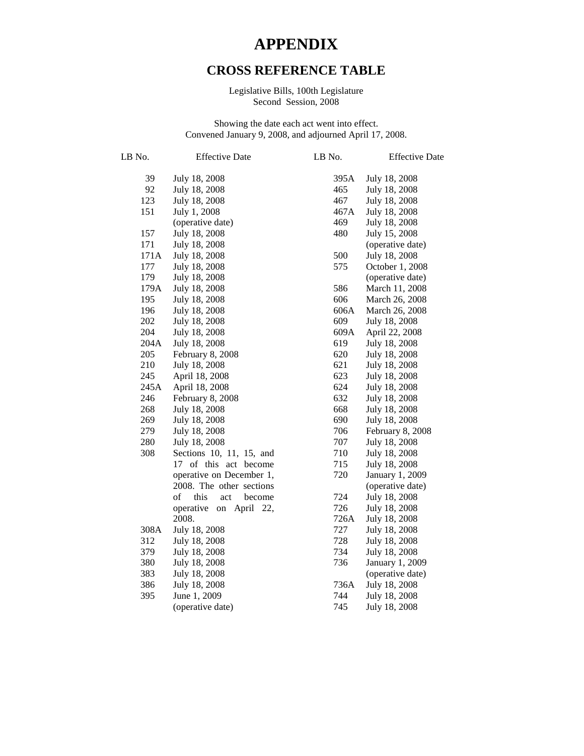# APPENDIX

## CROSS REFERENCE TABLE

Legislative Bills, 100th Legislature
Second Session, 2008

Showing the date each act went into effect.
Convened January 9, 2008, and adjourned April 17, 2008.

| LB No. | Effective Date |
|---|---|
| 39 | July 18, 2008 |
| 92 | July 18, 2008 |
| 123 | July 18, 2008 |
| 151 | July 1, 2008 (operative date) |
| 157 | July 18, 2008 |
| 171 | July 18, 2008 |
| 171A | July 18, 2008 |
| 177 | July 18, 2008 |
| 179 | July 18, 2008 |
| 179A | July 18, 2008 |
| 195 | July 18, 2008 |
| 196 | July 18, 2008 |
| 202 | July 18, 2008 |
| 204 | July 18, 2008 |
| 204A | July 18, 2008 |
| 205 | February 8, 2008 |
| 210 | July 18, 2008 |
| 245 | April 18, 2008 |
| 245A | April 18, 2008 |
| 246 | February 8, 2008 |
| 268 | July 18, 2008 |
| 269 | July 18, 2008 |
| 279 | July 18, 2008 |
| 280 | July 18, 2008 |
| 308 | Sections 10, 11, 15, and 17 of this act become operative on December 1, 2008. The other sections of this act become operative on April 22, 2008. |
| 308A | July 18, 2008 |
| 312 | July 18, 2008 |
| 379 | July 18, 2008 |
| 380 | July 18, 2008 |
| 383 | July 18, 2008 |
| 386 | July 18, 2008 |
| 395 | June 1, 2009 (operative date) |
| 395A | July 18, 2008 |
| 465 | July 18, 2008 |
| 467 | July 18, 2008 |
| 467A | July 18, 2008 |
| 469 | July 18, 2008 |
| 480 | July 15, 2008 (operative date) |
| 500 | July 18, 2008 |
| 575 | October 1, 2008 (operative date) |
| 586 | March 11, 2008 |
| 606 | March 26, 2008 |
| 606A | March 26, 2008 |
| 609 | July 18, 2008 |
| 609A | April 22, 2008 |
| 619 | July 18, 2008 |
| 620 | July 18, 2008 |
| 621 | July 18, 2008 |
| 623 | July 18, 2008 |
| 624 | July 18, 2008 |
| 632 | July 18, 2008 |
| 668 | July 18, 2008 |
| 690 | July 18, 2008 |
| 706 | February 8, 2008 |
| 707 | July 18, 2008 |
| 710 | July 18, 2008 |
| 715 | July 18, 2008 |
| 720 | January 1, 2009 (operative date) |
| 724 | July 18, 2008 |
| 726 | July 18, 2008 |
| 726A | July 18, 2008 |
| 727 | July 18, 2008 |
| 728 | July 18, 2008 |
| 734 | July 18, 2008 |
| 736 | January 1, 2009 (operative date) |
| 736A | July 18, 2008 |
| 744 | July 18, 2008 |
| 745 | July 18, 2008 |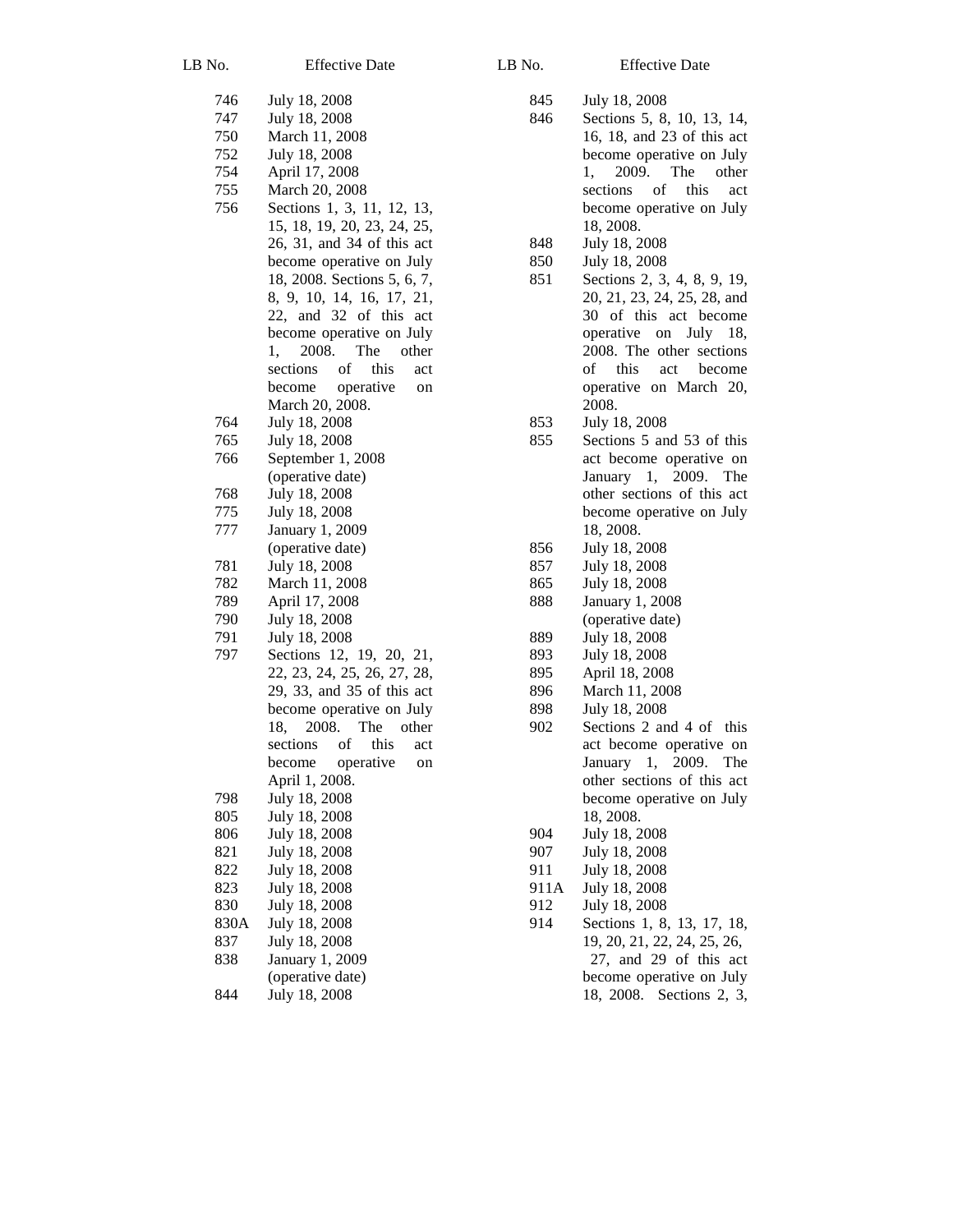| LB No. | Effective Date |
|---|---|
| 746 | July 18, 2008 |
| 747 | July 18, 2008 |
| 750 | March 11, 2008 |
| 752 | July 18, 2008 |
| 754 | April 17, 2008 |
| 755 | March 20, 2008 |
| 756 | Sections 1, 3, 11, 12, 13, 15, 18, 19, 20, 23, 24, 25, 26, 31, and 34 of this act become operative on July 18, 2008. Sections 5, 6, 7, 8, 9, 10, 14, 16, 17, 21, 22, and 32 of this act become operative on July 1, 2008. The other sections of this act become operative on March 20, 2008. |
| 764 | July 18, 2008 |
| 765 | July 18, 2008 |
| 766 | September 1, 2008 (operative date) |
| 768 | July 18, 2008 |
| 775 | July 18, 2008 |
| 777 | January 1, 2009 (operative date) |
| 781 | July 18, 2008 |
| 782 | March 11, 2008 |
| 789 | April 17, 2008 |
| 790 | July 18, 2008 |
| 791 | July 18, 2008 |
| 797 | Sections 12, 19, 20, 21, 22, 23, 24, 25, 26, 27, 28, 29, 33, and 35 of this act become operative on July 18, 2008. The other sections of this act become operative on April 1, 2008. |
| 798 | July 18, 2008 |
| 805 | July 18, 2008 |
| 806 | July 18, 2008 |
| 821 | July 18, 2008 |
| 822 | July 18, 2008 |
| 823 | July 18, 2008 |
| 830 | July 18, 2008 |
| 830A | July 18, 2008 |
| 837 | July 18, 2008 |
| 838 | January 1, 2009 (operative date) |
| 844 | July 18, 2008 |
| 845 | July 18, 2008 |
| 846 | Sections 5, 8, 10, 13, 14, 16, 18, and 23 of this act become operative on July 1, 2009. The other sections of this act become operative on July 18, 2008. |
| 848 | July 18, 2008 |
| 850 | July 18, 2008 |
| 851 | Sections 2, 3, 4, 8, 9, 19, 20, 21, 23, 24, 25, 28, and 30 of this act become operative on July 18, 2008. The other sections of this act become operative on March 20, 2008. |
| 853 | July 18, 2008 |
| 855 | Sections 5 and 53 of this act become operative on January 1, 2009. The other sections of this act become operative on July 18, 2008. |
| 856 | July 18, 2008 |
| 857 | July 18, 2008 |
| 865 | July 18, 2008 |
| 888 | January 1, 2008 (operative date) |
| 889 | July 18, 2008 |
| 893 | July 18, 2008 |
| 895 | April 18, 2008 |
| 896 | March 11, 2008 |
| 898 | July 18, 2008 |
| 902 | Sections 2 and 4 of this act become operative on January 1, 2009. The other sections of this act become operative on July 18, 2008. |
| 904 | July 18, 2008 |
| 907 | July 18, 2008 |
| 911 | July 18, 2008 |
| 911A | July 18, 2008 |
| 912 | July 18, 2008 |
| 914 | Sections 1, 8, 13, 17, 18, 19, 20, 21, 22, 24, 25, 26, 27, and 29 of this act become operative on July 18, 2008. Sections 2, 3, |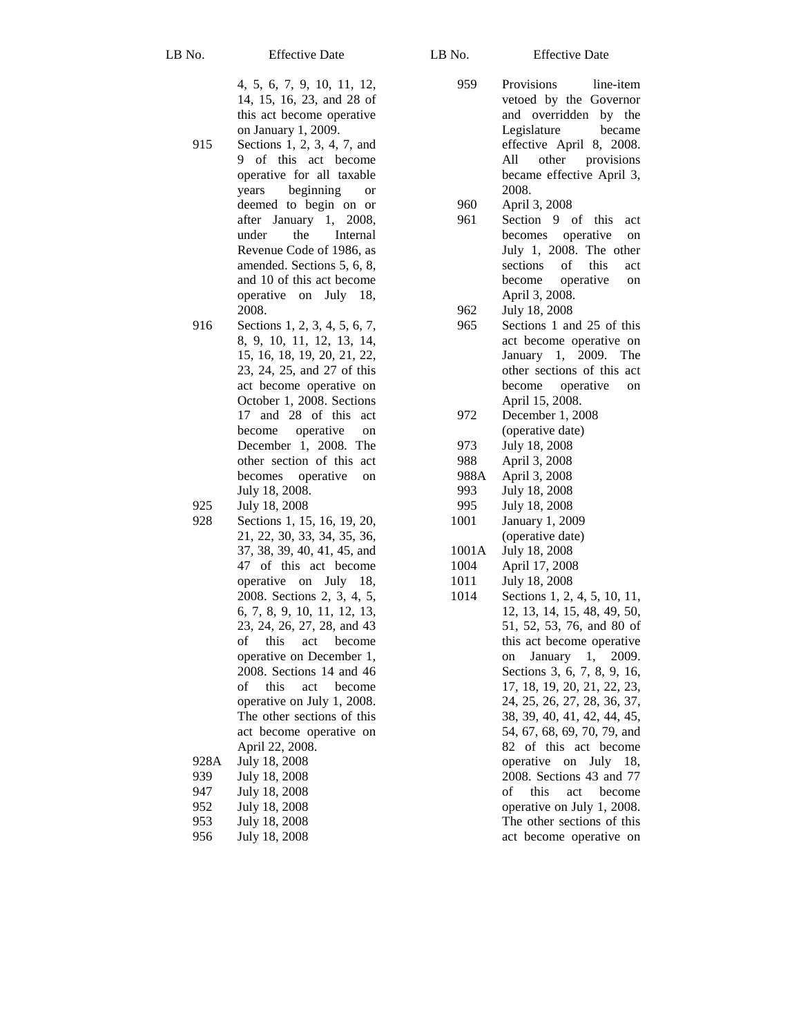| LB No. | Effective Date |
|---|---|
| | 4, 5, 6, 7, 9, 10, 11, 12, 14, 15, 16, 23, and 28 of this act become operative on January 1, 2009. |
| 915 | Sections 1, 2, 3, 4, 7, and 9 of this act become operative for all taxable years beginning or deemed to begin on or after January 1, 2008, under the Internal Revenue Code of 1986, as amended. Sections 5, 6, 8, and 10 of this act become operative on July 18, 2008. |
| 916 | Sections 1, 2, 3, 4, 5, 6, 7, 8, 9, 10, 11, 12, 13, 14, 15, 16, 18, 19, 20, 21, 22, 23, 24, 25, and 27 of this act become operative on October 1, 2008. Sections 17 and 28 of this act become operative on December 1, 2008. The other section of this act becomes operative on July 18, 2008. |
| 925 | July 18, 2008 |
| 928 | Sections 1, 15, 16, 19, 20, 21, 22, 30, 33, 34, 35, 36, 37, 38, 39, 40, 41, 45, and 47 of this act become operative on July 18, 2008. Sections 2, 3, 4, 5, 6, 7, 8, 9, 10, 11, 12, 13, 23, 24, 26, 27, 28, and 43 of this act become operative on December 1, 2008. Sections 14 and 46 of this act become operative on July 1, 2008. The other sections of this act become operative on April 22, 2008. |
| 928A | July 18, 2008 |
| 939 | July 18, 2008 |
| 947 | July 18, 2008 |
| 952 | July 18, 2008 |
| 953 | July 18, 2008 |
| 956 | July 18, 2008 |
| 959 | Provisions line-item vetoed by the Governor and overridden by the Legislature became effective April 8, 2008. All other provisions became effective April 3, 2008. |
| 960 | April 3, 2008 |
| 961 | Section 9 of this act becomes operative on July 1, 2008. The other sections of this act become operative on April 3, 2008. |
| 962 | July 18, 2008 |
| 965 | Sections 1 and 25 of this act become operative on January 1, 2009. The other sections of this act become operative on April 15, 2008. |
| 972 | December 1, 2008 (operative date) |
| 973 | July 18, 2008 |
| 988 | April 3, 2008 |
| 988A | April 3, 2008 |
| 993 | July 18, 2008 |
| 995 | July 18, 2008 |
| 1001 | January 1, 2009 (operative date) |
| 1001A | July 18, 2008 |
| 1004 | April 17, 2008 |
| 1011 | July 18, 2008 |
| 1014 | Sections 1, 2, 4, 5, 10, 11, 12, 13, 14, 15, 48, 49, 50, 51, 52, 53, 76, and 80 of this act become operative on January 1, 2009. Sections 3, 6, 7, 8, 9, 16, 17, 18, 19, 20, 21, 22, 23, 24, 25, 26, 27, 28, 36, 37, 38, 39, 40, 41, 42, 44, 45, 54, 67, 68, 69, 70, 79, and 82 of this act become operative on July 18, 2008. Sections 43 and 77 of this act become operative on July 1, 2008. The other sections of this act become operative on |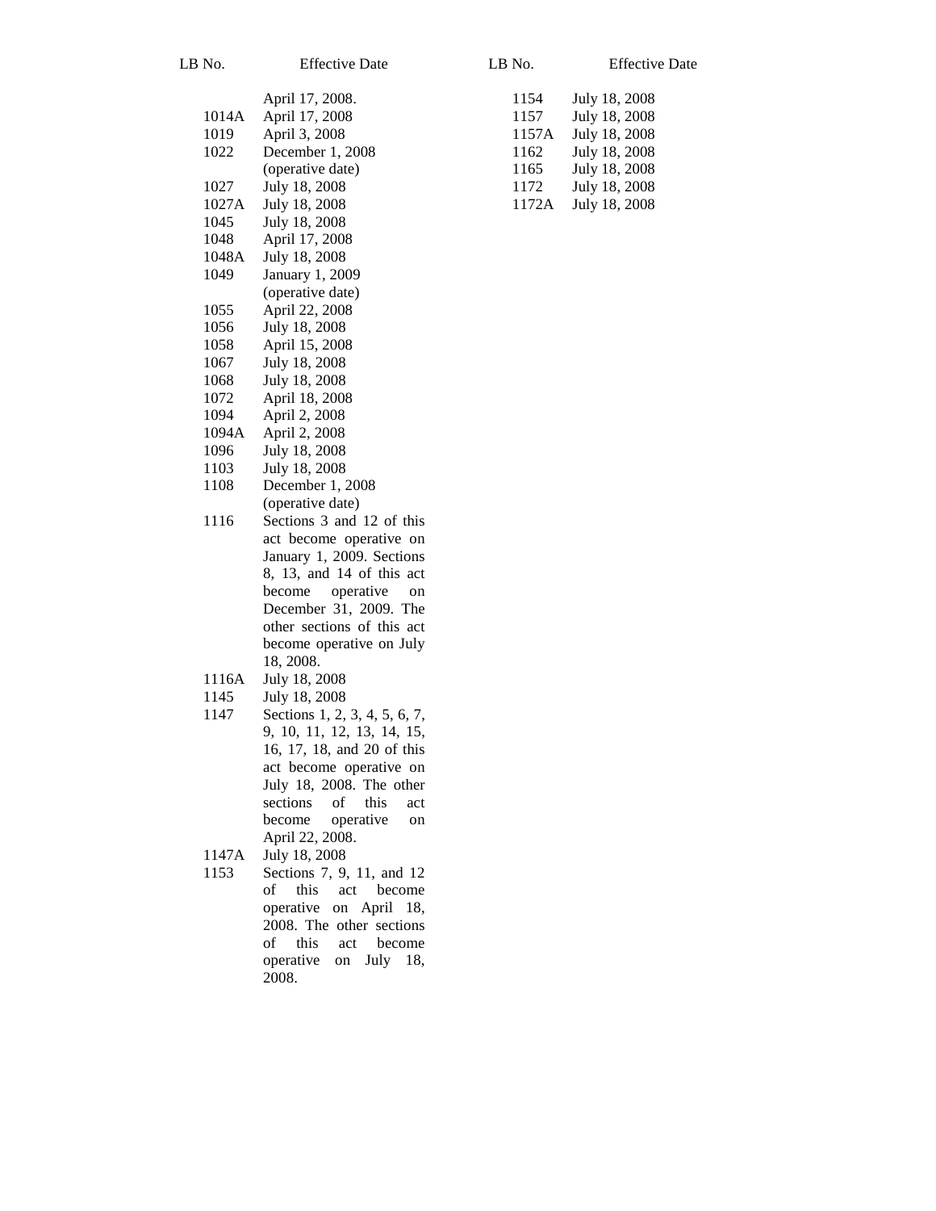| LB No. | Effective Date |
|---|---|
| | April 17, 2008. |
| 1014A | April 17, 2008 |
| 1019 | April 3, 2008 |
| 1022 | December 1, 2008 (operative date) |
| 1027 | July 18, 2008 |
| 1027A | July 18, 2008 |
| 1045 | July 18, 2008 |
| 1048 | April 17, 2008 |
| 1048A | July 18, 2008 |
| 1049 | January 1, 2009 (operative date) |
| 1055 | April 22, 2008 |
| 1056 | July 18, 2008 |
| 1058 | April 15, 2008 |
| 1067 | July 18, 2008 |
| 1068 | July 18, 2008 |
| 1072 | April 18, 2008 |
| 1094 | April 2, 2008 |
| 1094A | April 2, 2008 |
| 1096 | July 18, 2008 |
| 1103 | July 18, 2008 |
| 1108 | December 1, 2008 (operative date) |
| 1116 | Sections 3 and 12 of this act become operative on January 1, 2009. Sections 8, 13, and 14 of this act become operative on December 31, 2009. The other sections of this act become operative on July 18, 2008. |
| 1116A | July 18, 2008 |
| 1145 | July 18, 2008 |
| 1147 | Sections 1, 2, 3, 4, 5, 6, 7, 9, 10, 11, 12, 13, 14, 15, 16, 17, 18, and 20 of this act become operative on July 18, 2008. The other sections of this act become operative on April 22, 2008. |
| 1147A | July 18, 2008 |
| 1153 | Sections 7, 9, 11, and 12 of this act become operative on April 18, 2008. The other sections of this act become operative on July 18, 2008. |

| LB No. | Effective Date |
|---|---|
| 1154 | July 18, 2008 |
| 1157 | July 18, 2008 |
| 1157A | July 18, 2008 |
| 1162 | July 18, 2008 |
| 1165 | July 18, 2008 |
| 1172 | July 18, 2008 |
| 1172A | July 18, 2008 |